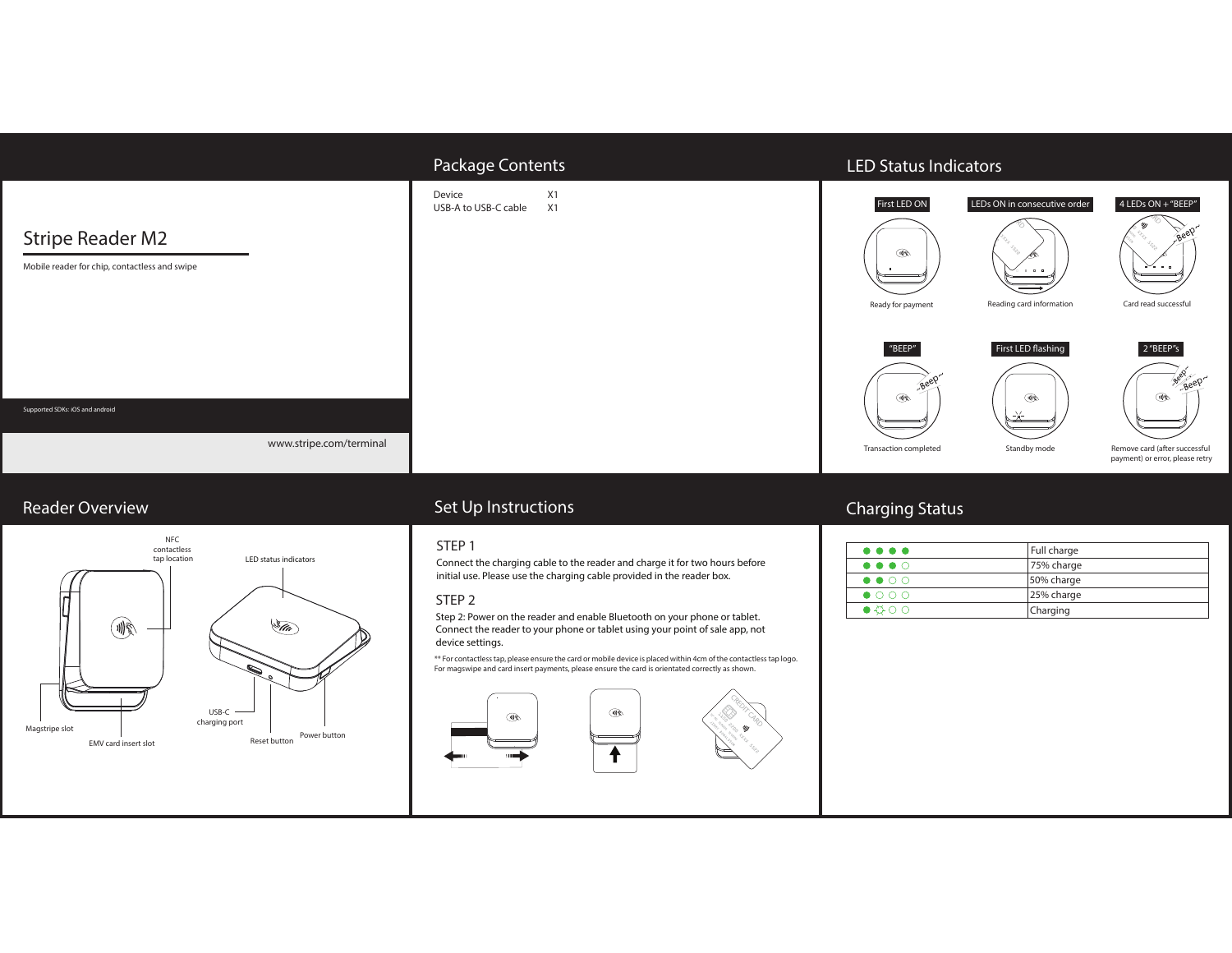# Stripe Reader M2

Mobile reader for chip, contactless and swipe

Supported SDKs: iOS and android

www.stripe.com/terminal

## Package Contents

| | |
|---|---|
| Device | X1 |
| USB-A to USB-C cable | X1 |

## LED Status Indicators

**First LED ON** — Ready for payment

**LEDs ON in consecutive order** — Reading card information

**4 LEDs ON + "BEEP"** — Card read successful

**"BEEP"** — Transaction completed

**First LED flashing** — Standby mode

**2 "BEEP"s** — Remove card (after successful payment) or error, please retry

## Reader Overview

NFC contactless tap location

LED status indicators

Magstripe slot

EMV card insert slot

USB-C charging port

Reset button

Power button

## Set Up Instructions

### STEP 1

Connect the charging cable to the reader and charge it for two hours before initial use. Please use the charging cable provided in the reader box.

### STEP 2

Step 2: Power on the reader and enable Bluetooth on your phone or tablet. Connect the reader to your phone or tablet using your point of sale app, not device settings.

** For contactless tap, please ensure the card or mobile device is placed within 4cm of the contactless tap logo. For magswipe and card insert payments, please ensure the card is orientated correctly as shown.

## Charging Status

| LEDs | Status |
|---|---|
| ● ● ● ● | Full charge |
| ● ● ● ○ | 75% charge |
| ● ● ○ ○ | 50% charge |
| ● ○ ○ ○ | 25% charge |
| ● ☼ ○ ○ | Charging |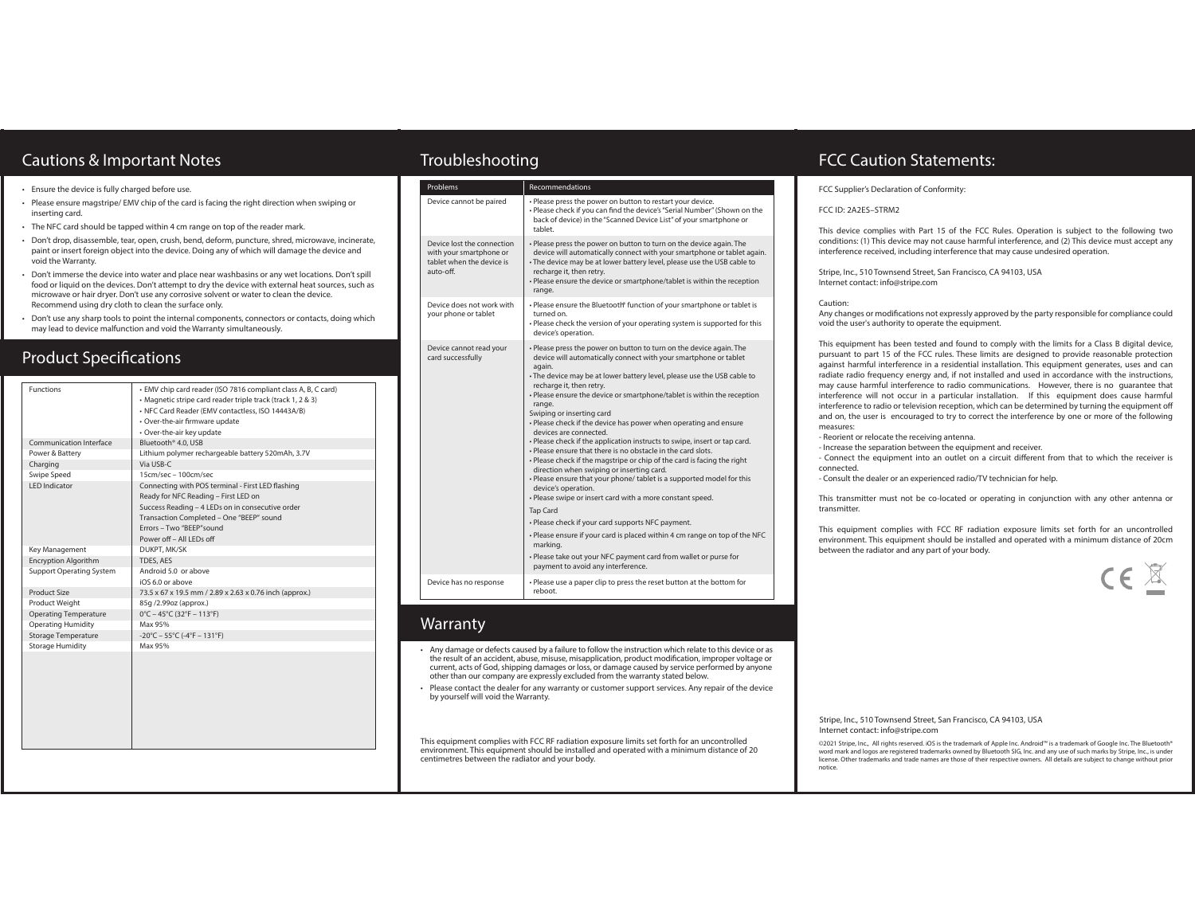## Cautions & Important Notes

- Ensure the device is fully charged before use.
- Please ensure magstripe/ EMV chip of the card is facing the right direction when swiping or inserting card.
- The NFC card should be tapped within 4 cm range on top of the reader mark.
- Don't drop, disassemble, tear, open, crush, bend, deform, puncture, shred, microwave, incinerate, paint or insert foreign object into the device. Doing any of which will damage the device and void the Warranty.
- Don't immerse the device into water and place near washbasins or any wet locations. Don't spill food or liquid on the devices. Don't attempt to dry the device with external heat sources, such as microwave or hair dryer. Don't use any corrosive solvent or water to clean the device. Recommend using dry cloth to clean the surface only.
- Don't use any sharp tools to point the internal components, connectors or contacts, doing which may lead to device malfunction and void the Warranty simultaneously.

## Product Specifications

| | |
|---|---|
| Functions | • EMV chip card reader (ISO 7816 compliant class A, B, C card)<br>• Magnetic stripe card reader triple track (track 1, 2 & 3)<br>• NFC Card Reader (EMV contactless, ISO 14443A/B)<br>• Over-the-air firmware update<br>• Over-the-air key update |
| Communication Interface | Bluetooth® 4.0, USB |
| Power & Battery | Lithium polymer rechargeable battery 520mAh, 3.7V |
| Charging | Via USB-C |
| Swipe Speed | 15cm/sec – 100cm/sec |
| LED Indicator | Connecting with POS terminal - First LED flashing<br>Ready for NFC Reading – First LED on<br>Success Reading – 4 LEDs on in consecutive order<br>Transaction Completed – One "BEEP" sound<br>Errors – Two "BEEP"sound<br>Power off – All LEDs off |
| Key Management | DUKPT, MK/SK |
| Encryption Algorithm | TDES, AES |
| Support Operating System | Android 5.0 or above<br>iOS 6.0 or above |
| Product Size | 73.5 x 67 x 19.5 mm / 2.89 x 2.63 x 0.76 inch (approx.) |
| Product Weight | 85g /2.99oz (approx.) |
| Operating Temperature | 0°C – 45°C (32°F – 113°F) |
| Operating Humidity | Max 95% |
| Storage Temperature | -20°C – 55°C (-4°F – 131°F) |
| Storage Humidity | Max 95% |

## Troubleshooting

| Problems | Recommendations |
|---|---|
| Device cannot be paired | • Please press the power on button to restart your device.<br>• Please check if you can find the device's "Serial Number" (Shown on the back of device) in the "Scanned Device List" of your smartphone or tablet. |
| Device lost the connection with your smartphone or tablet when the device is auto-off. | • Please press the power on button to turn on the device again. The device will automatically connect with your smartphone or tablet again.<br>• The device may be at lower battery level, please use the USB cable to recharge it, then retry.<br>• Please ensure the device or smartphone/tablet is within the reception range. |
| Device does not work with your phone or tablet | • Please ensure the Bluetooth® function of your smartphone or tablet is turned on.<br>• Please check the version of your operating system is supported for this device's operation. |
| Device cannot read your card successfully | • Please press the power on button to turn on the device again. The device will automatically connect with your smartphone or tablet again.<br>• The device may be at lower battery level, please use the USB cable to recharge it, then retry.<br>• Please ensure the device or smartphone/tablet is within the reception range.<br>Swiping or inserting card<br>• Please check if the device has power when operating and ensure devices are connected.<br>• Please check if the application instructs to swipe, insert or tap card.<br>• Please ensure that there is no obstacle in the card slots.<br>• Please check if the magstripe or chip of the card is facing the right direction when swiping or inserting card.<br>• Please ensure that your phone/ tablet is a supported model for this device's operation.<br>• Please swipe or insert card with a more constant speed.<br>Tap Card<br>• Please check if your card supports NFC payment.<br>• Please ensure if your card is placed within 4 cm range on top of the NFC marking.<br>• Please take out your NFC payment card from wallet or purse for payment to avoid any interference. |
| Device has no response | • Please use a paper clip to press the reset button at the bottom for reboot. |

## Warranty

- Any damage or defects caused by a failure to follow the instruction which relate to this device or as the result of an accident, abuse, misuse, misapplication, product modification, improper voltage or current, acts of God, shipping damages or loss, or damage caused by service performed by anyone other than our company are expressly excluded from the warranty stated below.
- Please contact the dealer for any warranty or customer support services. Any repair of the device by yourself will void the Warranty.

This equipment complies with FCC RF radiation exposure limits set forth for an uncontrolled environment. This equipment should be installed and operated with a minimum distance of 20 centimetres between the radiator and your body.

## FCC Caution Statements:

FCC Supplier's Declaration of Conformity:

FCC ID: 2A2ES–STRM2

This device complies with Part 15 of the FCC Rules. Operation is subject to the following two conditions: (1) This device may not cause harmful interference, and (2) This device must accept any interference received, including interference that may cause undesired operation.

Stripe, Inc., 510 Townsend Street, San Francisco, CA 94103, USA
Internet contact: info@stripe.com

Caution:
Any changes or modifications not expressly approved by the party responsible for compliance could void the user's authority to operate the equipment.

This equipment has been tested and found to comply with the limits for a Class B digital device, pursuant to part 15 of the FCC rules. These limits are designed to provide reasonable protection against harmful interference in a residential installation. This equipment generates, uses and can radiate radio frequency energy and, if not installed and used in accordance with the instructions, may cause harmful interference to radio communications. However, there is no guarantee that interference will not occur in a particular installation. If this equipment does cause harmful interference to radio or television reception, which can be determined by turning the equipment off and on, the user is encouraged to try to correct the interference by one or more of the following measures:

- Reorient or relocate the receiving antenna.
- Increase the separation between the equipment and receiver.
- Connect the equipment into an outlet on a circuit different from that to which the receiver is connected.
- Consult the dealer or an experienced radio/TV technician for help.

This transmitter must not be co-located or operating in conjunction with any other antenna or transmitter.

This equipment complies with FCC RF radiation exposure limits set forth for an uncontrolled environment. This equipment should be installed and operated with a minimum distance of 20cm between the radiator and any part of your body.

Stripe, Inc., 510 Townsend Street, San Francisco, CA 94103, USA
Internet contact: info@stripe.com

©2021 Stripe, Inc., All rights reserved. iOS is the trademark of Apple Inc. Android™ is a trademark of Google Inc. The Bluetooth® word mark and logos are registered trademarks owned by Bluetooth SIG, Inc. and any use of such marks by Stripe, Inc., is under license. Other trademarks and trade names are those of their respective owners. All details are subject to change without prior notice.